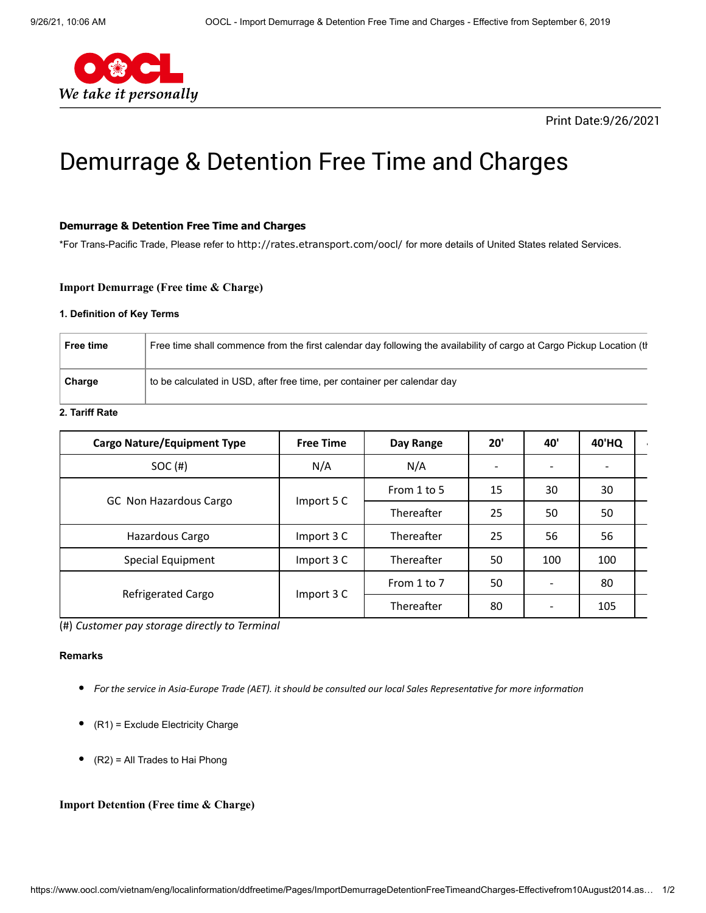Print Date:9/26/2021

# Demurrage & Detention Free Time and Charges

**Demurrage & Detention Free Time and Charges**

*For Trans-Pacific Trade, Please refer to http://rates.etransport.com/oocl/ for more details of United States related Services.

### Import Demurrage (Free time & Charge)

**1. Definition of Key Terms**

| | |
|---|---|
| **Free time** | Free time shall commence from the first calendar day following the availability of cargo at Cargo Pickup Location (tl |
| **Charge** | to be calculated in USD, after free time, per container per calendar day |

**2. Tariff Rate**

| Cargo Nature/Equipment Type | Free Time | Day Range | 20' | 40' | 40'HQ |
|---|---|---|---|---|---|
| SOC (#) | N/A | N/A | - | - | - |
| GC Non Hazardous Cargo | Import 5 C | From 1 to 5 | 15 | 30 | 30 |
| | | Thereafter | 25 | 50 | 50 |
| Hazardous Cargo | Import 3 C | Thereafter | 25 | 56 | 56 |
| Special Equipment | Import 3 C | Thereafter | 50 | 100 | 100 |
| Refrigerated Cargo | Import 3 C | From 1 to 7 | 50 | - | 80 |
| | | Thereafter | 80 | - | 105 |

(#) *Customer pay storage directly to Terminal*

**Remarks**

- *For the service in Asia-Europe Trade (AET). it should be consulted our local Sales Representative for more information*
- (R1) = Exclude Electricity Charge
- (R2) = All Trades to Hai Phong

### Import Detention (Free time & Charge)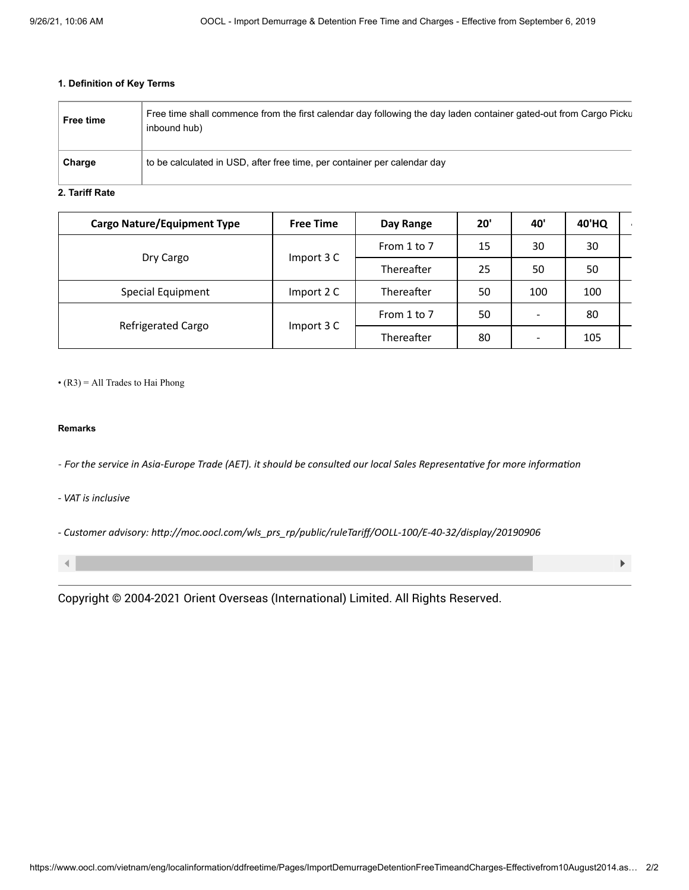#### 1. Definition of Key Terms

| | |
|---|---|
| **Free time** | Free time shall commence from the first calendar day following the day laden container gated-out from Cargo Picku inbound hub) |
| **Charge** | to be calculated in USD, after free time, per container per calendar day |

#### 2. Tariff Rate

| Cargo Nature/Equipment Type | Free Time | Day Range | 20' | 40' | 40'HQ |
|---|---|---|---|---|---|
| Dry Cargo | Import 3 C | From 1 to 7 | 15 | 30 | 30 |
| | | Thereafter | 25 | 50 | 50 |
| Special Equipment | Import 2 C | Thereafter | 50 | 100 | 100 |
| Refrigerated Cargo | Import 3 C | From 1 to 7 | 50 | - | 80 |
| | | Thereafter | 80 | - | 105 |

• (R3) = All Trades to Hai Phong

**Remarks**

*- For the service in Asia-Europe Trade (AET). it should be consulted our local Sales Representative for more information*

*- VAT is inclusive*

*- Customer advisory: http://moc.oocl.com/wls_prs_rp/public/ruleTariff/OOLL-100/E-40-32/display/20190906*

Copyright © 2004-2021 Orient Overseas (International) Limited. All Rights Reserved.